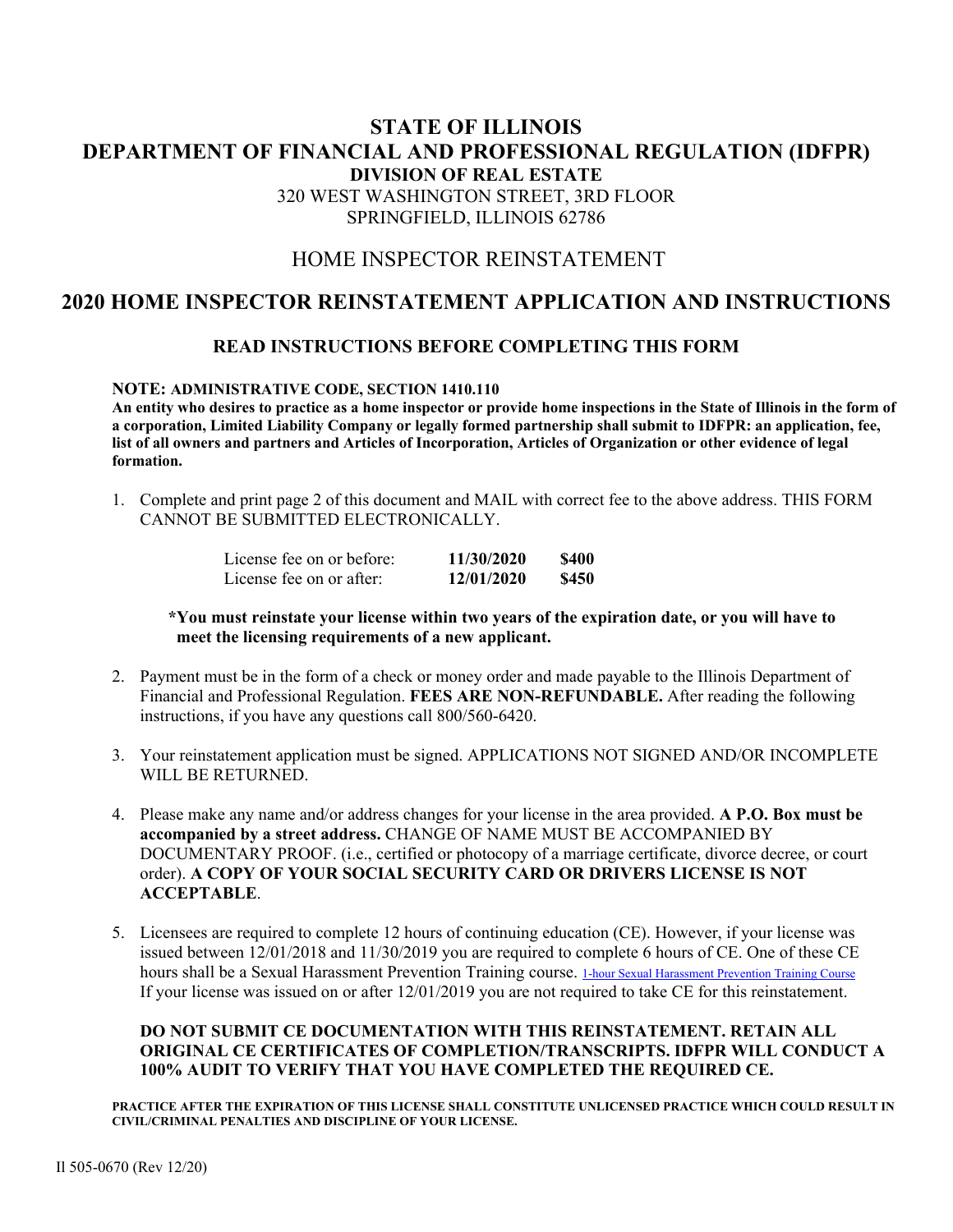# STATE OF ILLINOIS
# DEPARTMENT OF FINANCIAL AND PROFESSIONAL REGULATION (IDFPR)
## DIVISION OF REAL ESTATE

320 WEST WASHINGTON STREET, 3RD FLOOR
SPRINGFIELD, ILLINOIS 62786

HOME INSPECTOR REINSTATEMENT

## 2020 HOME INSPECTOR REINSTATEMENT APPLICATION AND INSTRUCTIONS

### READ INSTRUCTIONS BEFORE COMPLETING THIS FORM

**NOTE: ADMINISTRATIVE CODE, SECTION 1410.110**
**An entity who desires to practice as a home inspector or provide home inspections in the State of Illinois in the form of a corporation, Limited Liability Company or legally formed partnership shall submit to IDFPR: an application, fee, list of all owners and partners and Articles of Incorporation, Articles of Organization or other evidence of legal formation.**

1. Complete and print page 2 of this document and MAIL with correct fee to the above address. THIS FORM CANNOT BE SUBMITTED ELECTRONICALLY.

| | | |
|---|---|---|
| License fee on or before: | **11/30/2020** | **$400** |
| License fee on or after: | **12/01/2020** | **$450** |

**\*You must reinstate your license within two years of the expiration date, or you will have to meet the licensing requirements of a new applicant.**

2. Payment must be in the form of a check or money order and made payable to the Illinois Department of Financial and Professional Regulation. **FEES ARE NON-REFUNDABLE.** After reading the following instructions, if you have any questions call 800/560-6420.

3. Your reinstatement application must be signed. APPLICATIONS NOT SIGNED AND/OR INCOMPLETE WILL BE RETURNED.

4. Please make any name and/or address changes for your license in the area provided. **A P.O. Box must be accompanied by a street address.** CHANGE OF NAME MUST BE ACCOMPANIED BY DOCUMENTARY PROOF. (i.e., certified or photocopy of a marriage certificate, divorce decree, or court order). **A COPY OF YOUR SOCIAL SECURITY CARD OR DRIVERS LICENSE IS NOT ACCEPTABLE**.

5. Licensees are required to complete 12 hours of continuing education (CE). However, if your license was issued between 12/01/2018 and 11/30/2019 you are required to complete 6 hours of CE. One of these CE hours shall be a Sexual Harassment Prevention Training course. 1-hour Sexual Harassment Prevention Training Course If your license was issued on or after 12/01/2019 you are not required to take CE for this reinstatement.

**DO NOT SUBMIT CE DOCUMENTATION WITH THIS REINSTATEMENT. RETAIN ALL ORIGINAL CE CERTIFICATES OF COMPLETION/TRANSCRIPTS. IDFPR WILL CONDUCT A 100% AUDIT TO VERIFY THAT YOU HAVE COMPLETED THE REQUIRED CE.**

**PRACTICE AFTER THE EXPIRATION OF THIS LICENSE SHALL CONSTITUTE UNLICENSED PRACTICE WHICH COULD RESULT IN CIVIL/CRIMINAL PENALTIES AND DISCIPLINE OF YOUR LICENSE.**

Il 505-0670 (Rev 12/20)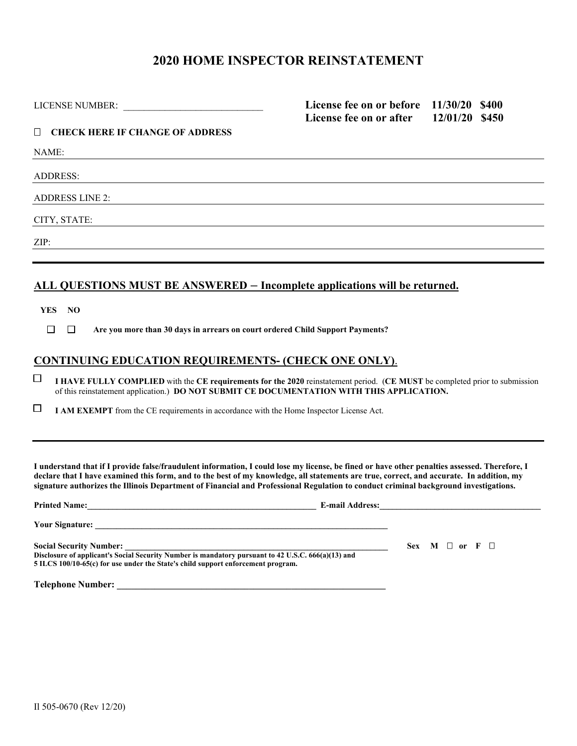# 2020 HOME INSPECTOR REINSTATEMENT

LICENSE NUMBER: ______________________________

**License fee on or before 11/30/20 $400**
**License fee on or after 12/01/20 $450**

☐ **CHECK HERE IF CHANGE OF ADDRESS**

NAME:

ADDRESS:

ADDRESS LINE 2:

CITY, STATE:

ZIP:

---

## ALL QUESTIONS MUST BE ANSWERED – Incomplete applications will be returned.

| YES | NO | |
|---|---|---|
| ☐ | ☐ | **Are you more than 30 days in arrears on court ordered Child Support Payments?** |

## CONTINUING EDUCATION REQUIREMENTS- (CHECK ONE ONLY).

☐ **I HAVE FULLY COMPLIED** with the **CE requirements for the 2020** reinstatement period. (**CE MUST** be completed prior to submission of this reinstatement application.) **DO NOT SUBMIT CE DOCUMENTATION WITH THIS APPLICATION.**

☐ **I AM EXEMPT** from the CE requirements in accordance with the Home Inspector License Act.

---

**I understand that if I provide false/fraudulent information, I could lose my license, be fined or have other penalties assessed. Therefore, I declare that I have examined this form, and to the best of my knowledge, all statements are true, correct, and accurate. In addition, my signature authorizes the Illinois Department of Financial and Professional Regulation to conduct criminal background investigations.**

**Printed Name:**______________________________ **E-mail Address:**______________________________

**Your Signature:** ______________________________

**Social Security Number:** ______________________________ **Sex M ☐ or F ☐**

**Disclosure of applicant's Social Security Number is mandatory pursuant to 42 U.S.C. 666(a)(13) and 5 ILCS 100/10-65(c) for use under the State's child support enforcement program.**

**Telephone Number:** ______________________________

Il 505-0670 (Rev 12/20)